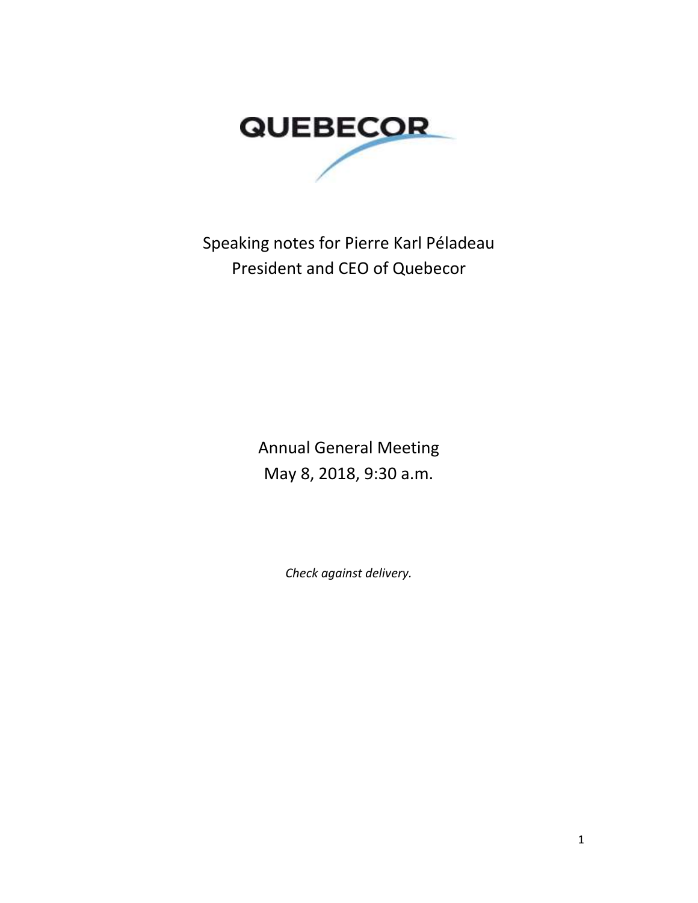QUEBECOR

Speaking notes for Pierre Karl Péladeau
President and CEO of Quebecor

Annual General Meeting
May 8, 2018, 9:30 a.m.

*Check against delivery.*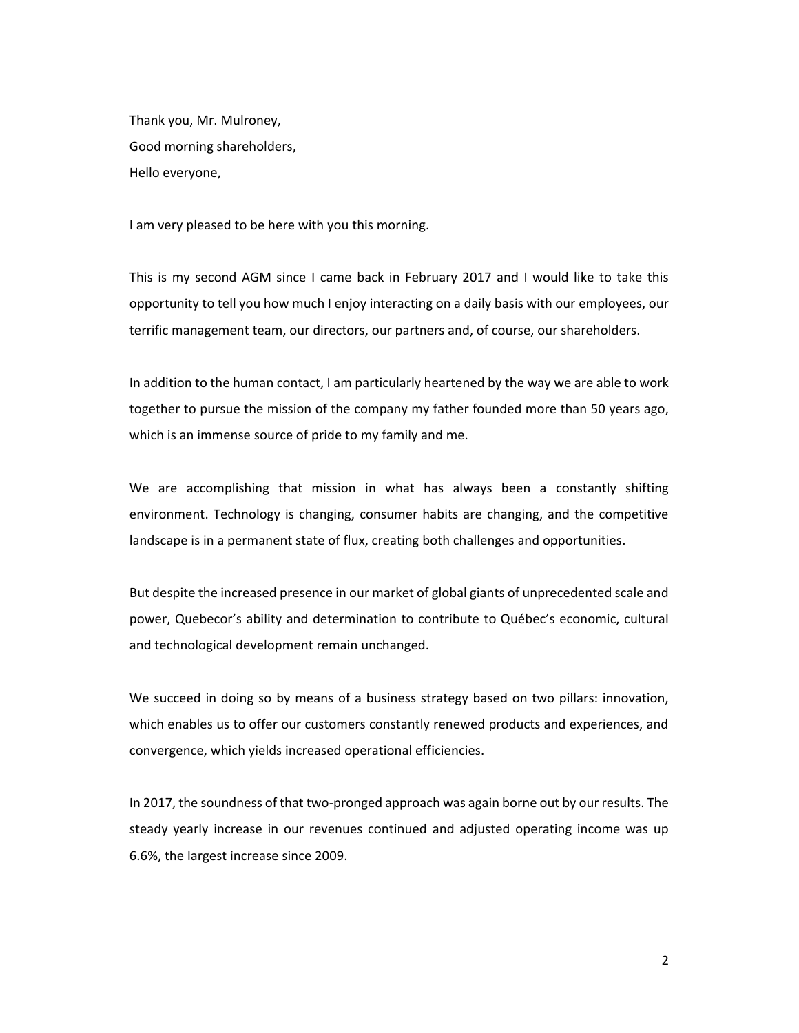Thank you, Mr. Mulroney,

Good morning shareholders,

Hello everyone,

I am very pleased to be here with you this morning.

This is my second AGM since I came back in February 2017 and I would like to take this opportunity to tell you how much I enjoy interacting on a daily basis with our employees, our terrific management team, our directors, our partners and, of course, our shareholders.

In addition to the human contact, I am particularly heartened by the way we are able to work together to pursue the mission of the company my father founded more than 50 years ago, which is an immense source of pride to my family and me.

We are accomplishing that mission in what has always been a constantly shifting environment. Technology is changing, consumer habits are changing, and the competitive landscape is in a permanent state of flux, creating both challenges and opportunities.

But despite the increased presence in our market of global giants of unprecedented scale and power, Quebecor's ability and determination to contribute to Québec's economic, cultural and technological development remain unchanged.

We succeed in doing so by means of a business strategy based on two pillars: innovation, which enables us to offer our customers constantly renewed products and experiences, and convergence, which yields increased operational efficiencies.

In 2017, the soundness of that two-pronged approach was again borne out by our results. The steady yearly increase in our revenues continued and adjusted operating income was up 6.6%, the largest increase since 2009.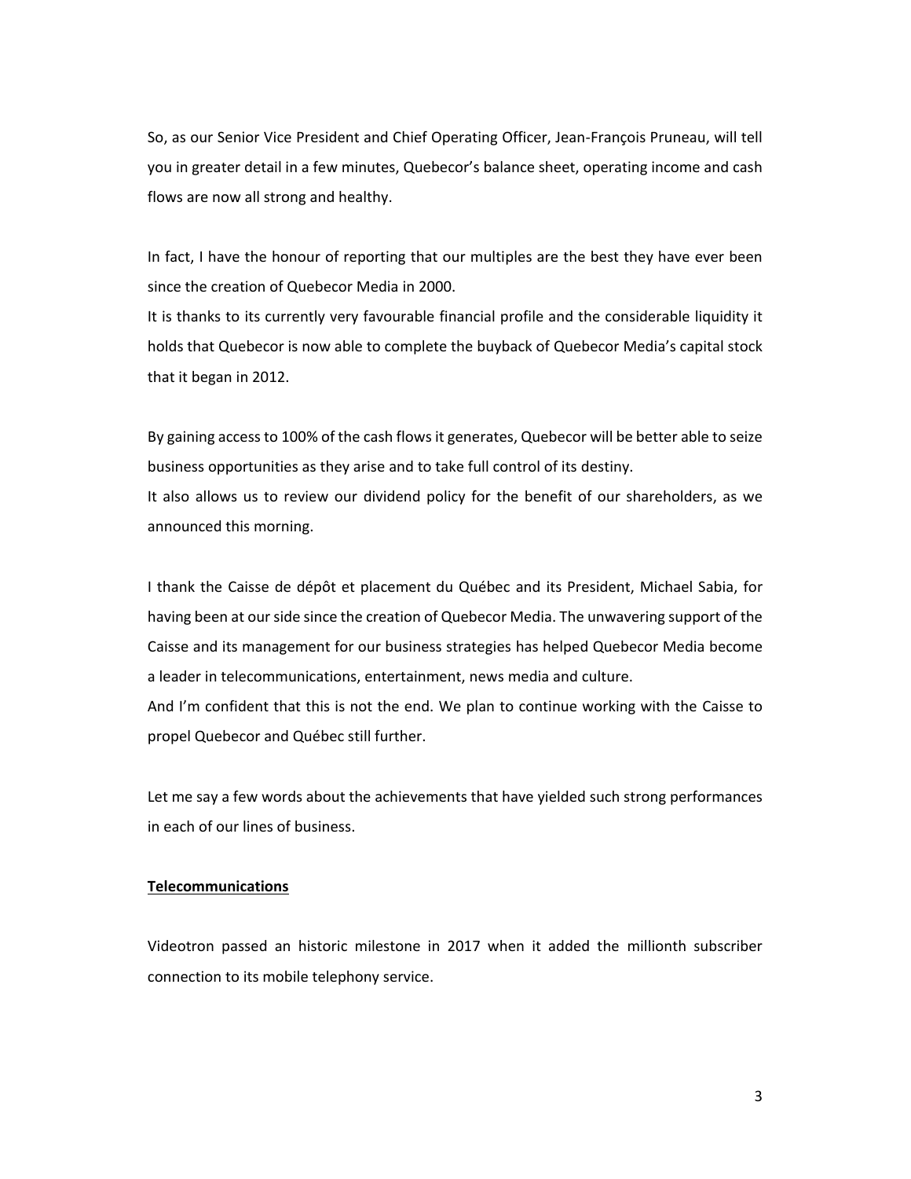So, as our Senior Vice President and Chief Operating Officer, Jean-François Pruneau, will tell you in greater detail in a few minutes, Quebecor's balance sheet, operating income and cash flows are now all strong and healthy.

In fact, I have the honour of reporting that our multiples are the best they have ever been since the creation of Quebecor Media in 2000.

It is thanks to its currently very favourable financial profile and the considerable liquidity it holds that Quebecor is now able to complete the buyback of Quebecor Media's capital stock that it began in 2012.

By gaining access to 100% of the cash flows it generates, Quebecor will be better able to seize business opportunities as they arise and to take full control of its destiny.

It also allows us to review our dividend policy for the benefit of our shareholders, as we announced this morning.

I thank the Caisse de dépôt et placement du Québec and its President, Michael Sabia, for having been at our side since the creation of Quebecor Media. The unwavering support of the Caisse and its management for our business strategies has helped Quebecor Media become a leader in telecommunications, entertainment, news media and culture.

And I'm confident that this is not the end. We plan to continue working with the Caisse to propel Quebecor and Québec still further.

Let me say a few words about the achievements that have yielded such strong performances in each of our lines of business.

## Telecommunications

Videotron passed an historic milestone in 2017 when it added the millionth subscriber connection to its mobile telephony service.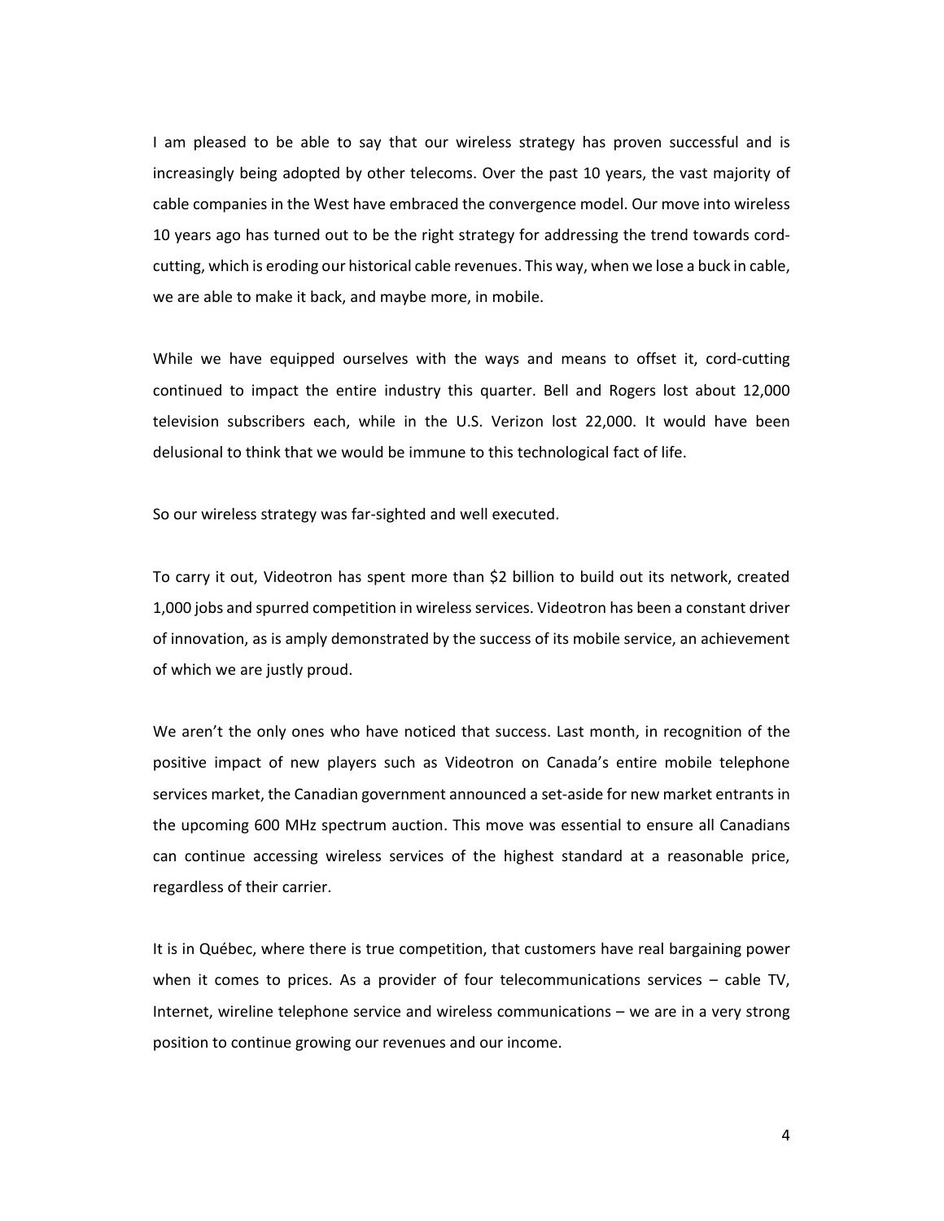I am pleased to be able to say that our wireless strategy has proven successful and is increasingly being adopted by other telecoms. Over the past 10 years, the vast majority of cable companies in the West have embraced the convergence model. Our move into wireless 10 years ago has turned out to be the right strategy for addressing the trend towards cord-cutting, which is eroding our historical cable revenues. This way, when we lose a buck in cable, we are able to make it back, and maybe more, in mobile.

While we have equipped ourselves with the ways and means to offset it, cord-cutting continued to impact the entire industry this quarter. Bell and Rogers lost about 12,000 television subscribers each, while in the U.S. Verizon lost 22,000. It would have been delusional to think that we would be immune to this technological fact of life.

So our wireless strategy was far-sighted and well executed.

To carry it out, Videotron has spent more than $2 billion to build out its network, created 1,000 jobs and spurred competition in wireless services. Videotron has been a constant driver of innovation, as is amply demonstrated by the success of its mobile service, an achievement of which we are justly proud.

We aren't the only ones who have noticed that success. Last month, in recognition of the positive impact of new players such as Videotron on Canada's entire mobile telephone services market, the Canadian government announced a set-aside for new market entrants in the upcoming 600 MHz spectrum auction. This move was essential to ensure all Canadians can continue accessing wireless services of the highest standard at a reasonable price, regardless of their carrier.

It is in Québec, where there is true competition, that customers have real bargaining power when it comes to prices. As a provider of four telecommunications services – cable TV, Internet, wireline telephone service and wireless communications – we are in a very strong position to continue growing our revenues and our income.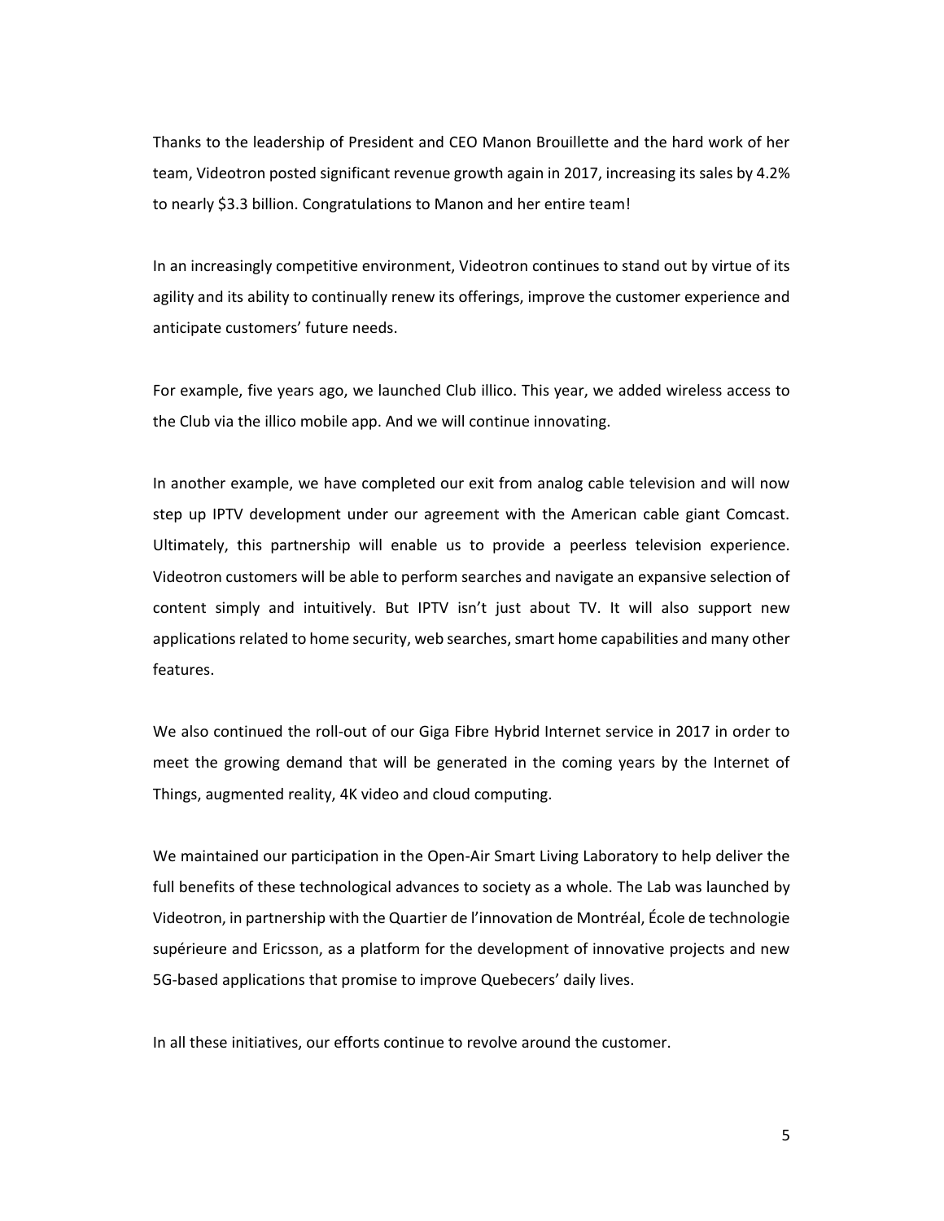Thanks to the leadership of President and CEO Manon Brouillette and the hard work of her team, Videotron posted significant revenue growth again in 2017, increasing its sales by 4.2% to nearly $3.3 billion. Congratulations to Manon and her entire team!

In an increasingly competitive environment, Videotron continues to stand out by virtue of its agility and its ability to continually renew its offerings, improve the customer experience and anticipate customers' future needs.

For example, five years ago, we launched Club illico. This year, we added wireless access to the Club via the illico mobile app. And we will continue innovating.

In another example, we have completed our exit from analog cable television and will now step up IPTV development under our agreement with the American cable giant Comcast. Ultimately, this partnership will enable us to provide a peerless television experience. Videotron customers will be able to perform searches and navigate an expansive selection of content simply and intuitively. But IPTV isn't just about TV. It will also support new applications related to home security, web searches, smart home capabilities and many other features.

We also continued the roll-out of our Giga Fibre Hybrid Internet service in 2017 in order to meet the growing demand that will be generated in the coming years by the Internet of Things, augmented reality, 4K video and cloud computing.

We maintained our participation in the Open-Air Smart Living Laboratory to help deliver the full benefits of these technological advances to society as a whole. The Lab was launched by Videotron, in partnership with the Quartier de l'innovation de Montréal, École de technologie supérieure and Ericsson, as a platform for the development of innovative projects and new 5G-based applications that promise to improve Quebecers' daily lives.

In all these initiatives, our efforts continue to revolve around the customer.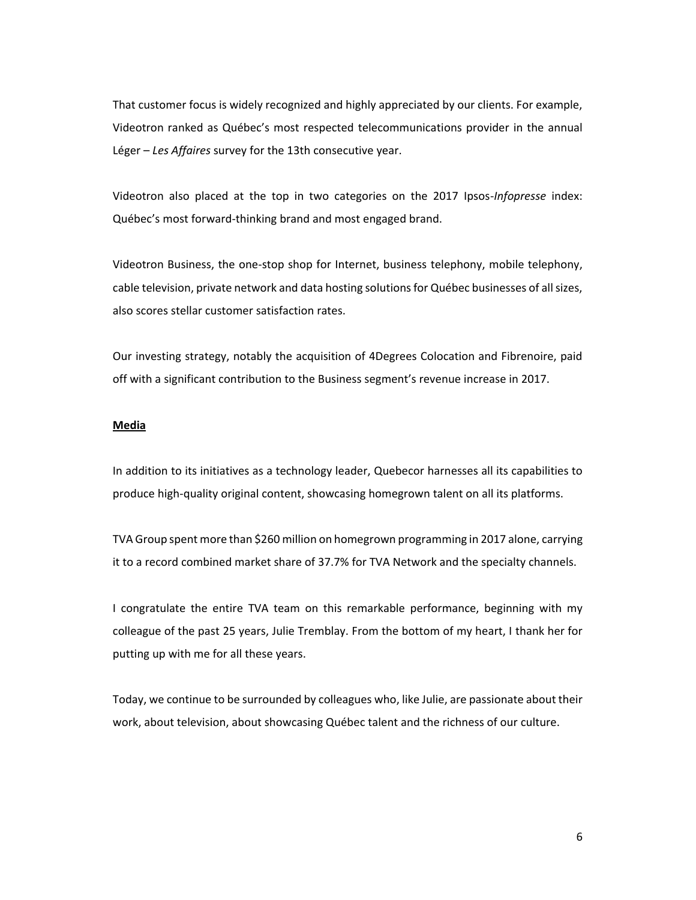That customer focus is widely recognized and highly appreciated by our clients. For example, Videotron ranked as Québec's most respected telecommunications provider in the annual Léger – *Les Affaires* survey for the 13th consecutive year.

Videotron also placed at the top in two categories on the 2017 Ipsos-*Infopresse* index: Québec's most forward-thinking brand and most engaged brand.

Videotron Business, the one-stop shop for Internet, business telephony, mobile telephony, cable television, private network and data hosting solutions for Québec businesses of all sizes, also scores stellar customer satisfaction rates.

Our investing strategy, notably the acquisition of 4Degrees Colocation and Fibrenoire, paid off with a significant contribution to the Business segment's revenue increase in 2017.

**Media**

In addition to its initiatives as a technology leader, Quebecor harnesses all its capabilities to produce high-quality original content, showcasing homegrown talent on all its platforms.

TVA Group spent more than $260 million on homegrown programming in 2017 alone, carrying it to a record combined market share of 37.7% for TVA Network and the specialty channels.

I congratulate the entire TVA team on this remarkable performance, beginning with my colleague of the past 25 years, Julie Tremblay. From the bottom of my heart, I thank her for putting up with me for all these years.

Today, we continue to be surrounded by colleagues who, like Julie, are passionate about their work, about television, about showcasing Québec talent and the richness of our culture.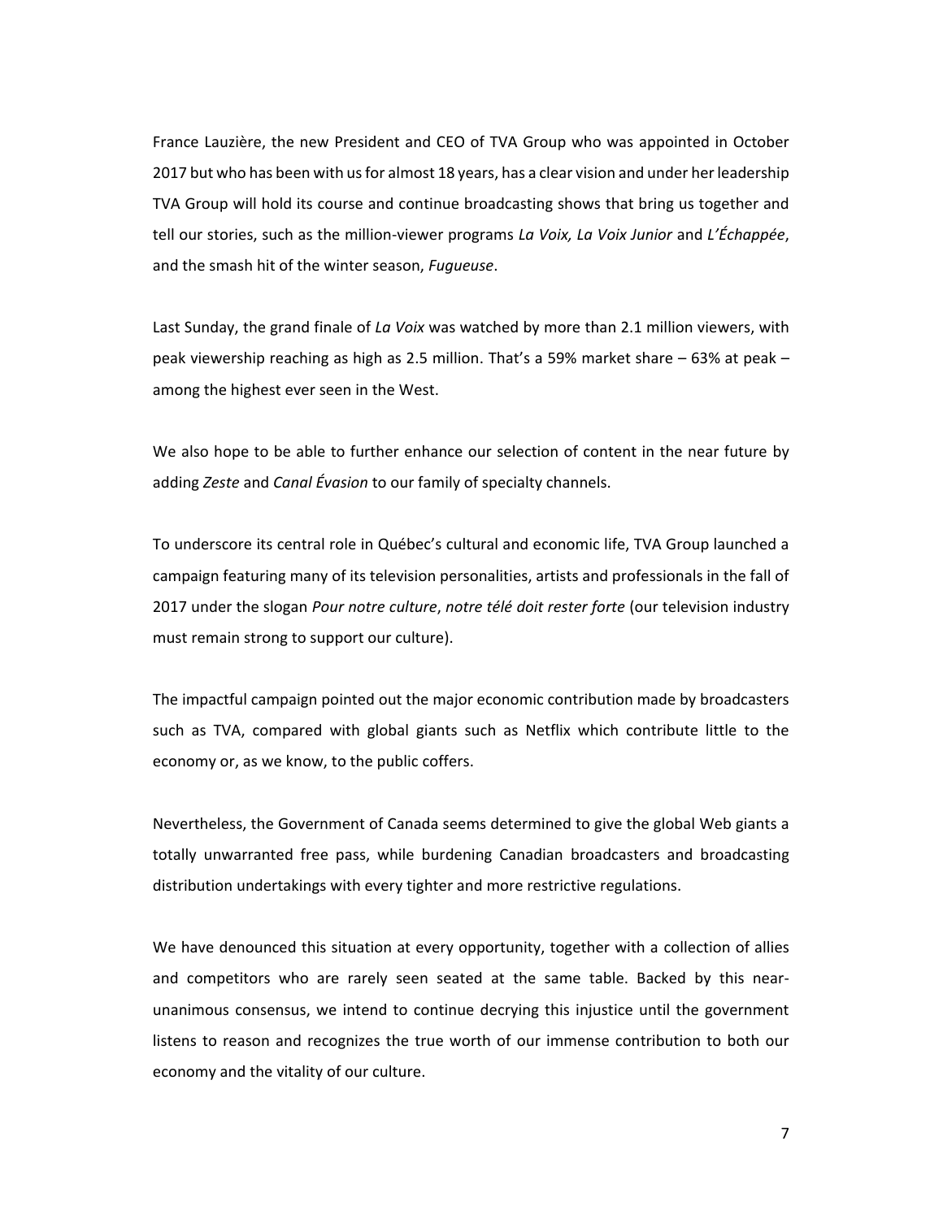France Lauzière, the new President and CEO of TVA Group who was appointed in October 2017 but who has been with us for almost 18 years, has a clear vision and under her leadership TVA Group will hold its course and continue broadcasting shows that bring us together and tell our stories, such as the million-viewer programs *La Voix, La Voix Junior* and *L'Échappée*, and the smash hit of the winter season, *Fugueuse*.

Last Sunday, the grand finale of *La Voix* was watched by more than 2.1 million viewers, with peak viewership reaching as high as 2.5 million. That's a 59% market share – 63% at peak – among the highest ever seen in the West.

We also hope to be able to further enhance our selection of content in the near future by adding *Zeste* and *Canal Évasion* to our family of specialty channels.

To underscore its central role in Québec's cultural and economic life, TVA Group launched a campaign featuring many of its television personalities, artists and professionals in the fall of 2017 under the slogan *Pour notre culture*, *notre télé doit rester forte* (our television industry must remain strong to support our culture).

The impactful campaign pointed out the major economic contribution made by broadcasters such as TVA, compared with global giants such as Netflix which contribute little to the economy or, as we know, to the public coffers.

Nevertheless, the Government of Canada seems determined to give the global Web giants a totally unwarranted free pass, while burdening Canadian broadcasters and broadcasting distribution undertakings with every tighter and more restrictive regulations.

We have denounced this situation at every opportunity, together with a collection of allies and competitors who are rarely seen seated at the same table. Backed by this near-unanimous consensus, we intend to continue decrying this injustice until the government listens to reason and recognizes the true worth of our immense contribution to both our economy and the vitality of our culture.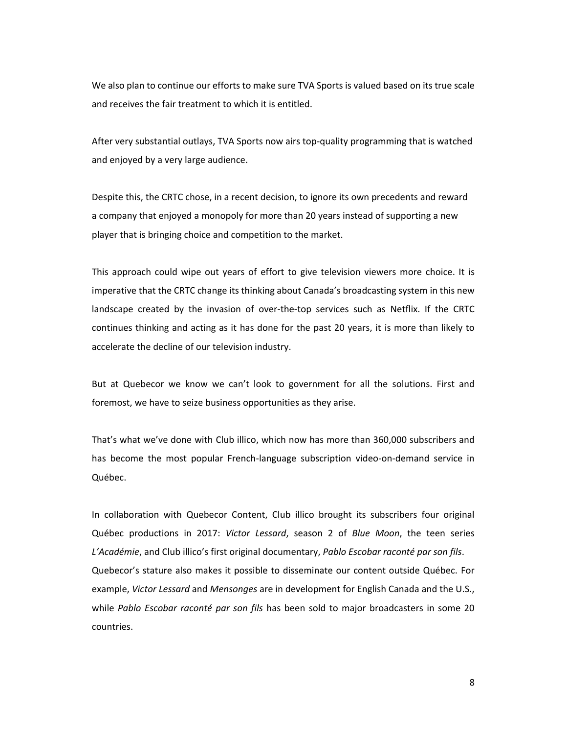We also plan to continue our efforts to make sure TVA Sports is valued based on its true scale and receives the fair treatment to which it is entitled.

After very substantial outlays, TVA Sports now airs top-quality programming that is watched and enjoyed by a very large audience.

Despite this, the CRTC chose, in a recent decision, to ignore its own precedents and reward a company that enjoyed a monopoly for more than 20 years instead of supporting a new player that is bringing choice and competition to the market.

This approach could wipe out years of effort to give television viewers more choice. It is imperative that the CRTC change its thinking about Canada's broadcasting system in this new landscape created by the invasion of over-the-top services such as Netflix. If the CRTC continues thinking and acting as it has done for the past 20 years, it is more than likely to accelerate the decline of our television industry.

But at Quebecor we know we can't look to government for all the solutions. First and foremost, we have to seize business opportunities as they arise.

That's what we've done with Club illico, which now has more than 360,000 subscribers and has become the most popular French-language subscription video-on-demand service in Québec.

In collaboration with Quebecor Content, Club illico brought its subscribers four original Québec productions in 2017: *Victor Lessard*, season 2 of *Blue Moon*, the teen series *L'Académie*, and Club illico's first original documentary, *Pablo Escobar raconté par son fils*.
Quebecor's stature also makes it possible to disseminate our content outside Québec. For example, *Victor Lessard* and *Mensonges* are in development for English Canada and the U.S., while *Pablo Escobar raconté par son fils* has been sold to major broadcasters in some 20 countries.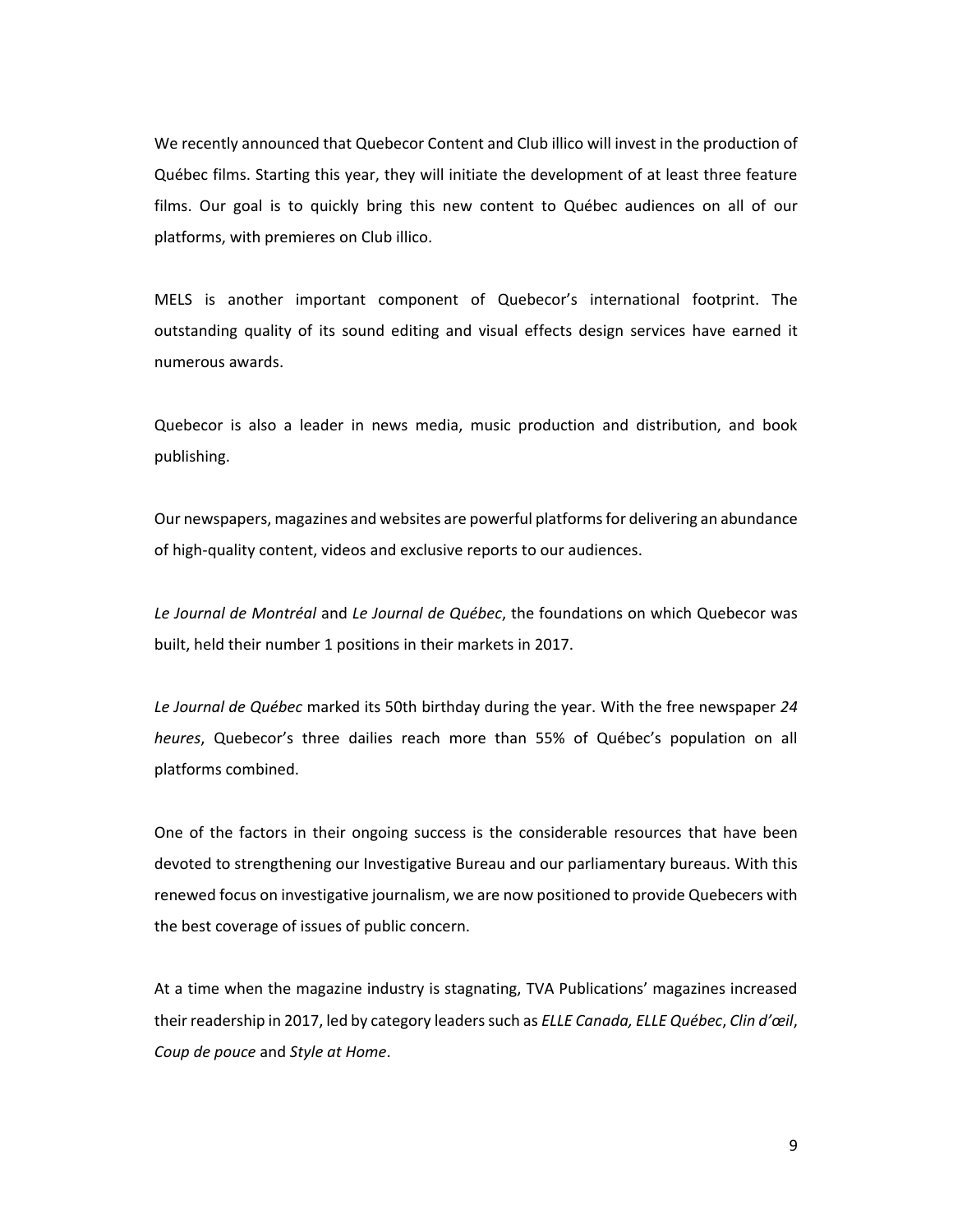We recently announced that Quebecor Content and Club illico will invest in the production of Québec films. Starting this year, they will initiate the development of at least three feature films. Our goal is to quickly bring this new content to Québec audiences on all of our platforms, with premieres on Club illico.

MELS is another important component of Quebecor's international footprint. The outstanding quality of its sound editing and visual effects design services have earned it numerous awards.

Quebecor is also a leader in news media, music production and distribution, and book publishing.

Our newspapers, magazines and websites are powerful platforms for delivering an abundance of high-quality content, videos and exclusive reports to our audiences.

*Le Journal de Montréal* and *Le Journal de Québec*, the foundations on which Quebecor was built, held their number 1 positions in their markets in 2017.

*Le Journal de Québec* marked its 50th birthday during the year. With the free newspaper *24 heures*, Quebecor's three dailies reach more than 55% of Québec's population on all platforms combined.

One of the factors in their ongoing success is the considerable resources that have been devoted to strengthening our Investigative Bureau and our parliamentary bureaus. With this renewed focus on investigative journalism, we are now positioned to provide Quebecers with the best coverage of issues of public concern.

At a time when the magazine industry is stagnating, TVA Publications' magazines increased their readership in 2017, led by category leaders such as *ELLE Canada, ELLE Québec*, *Clin d'œil*, *Coup de pouce* and *Style at Home*.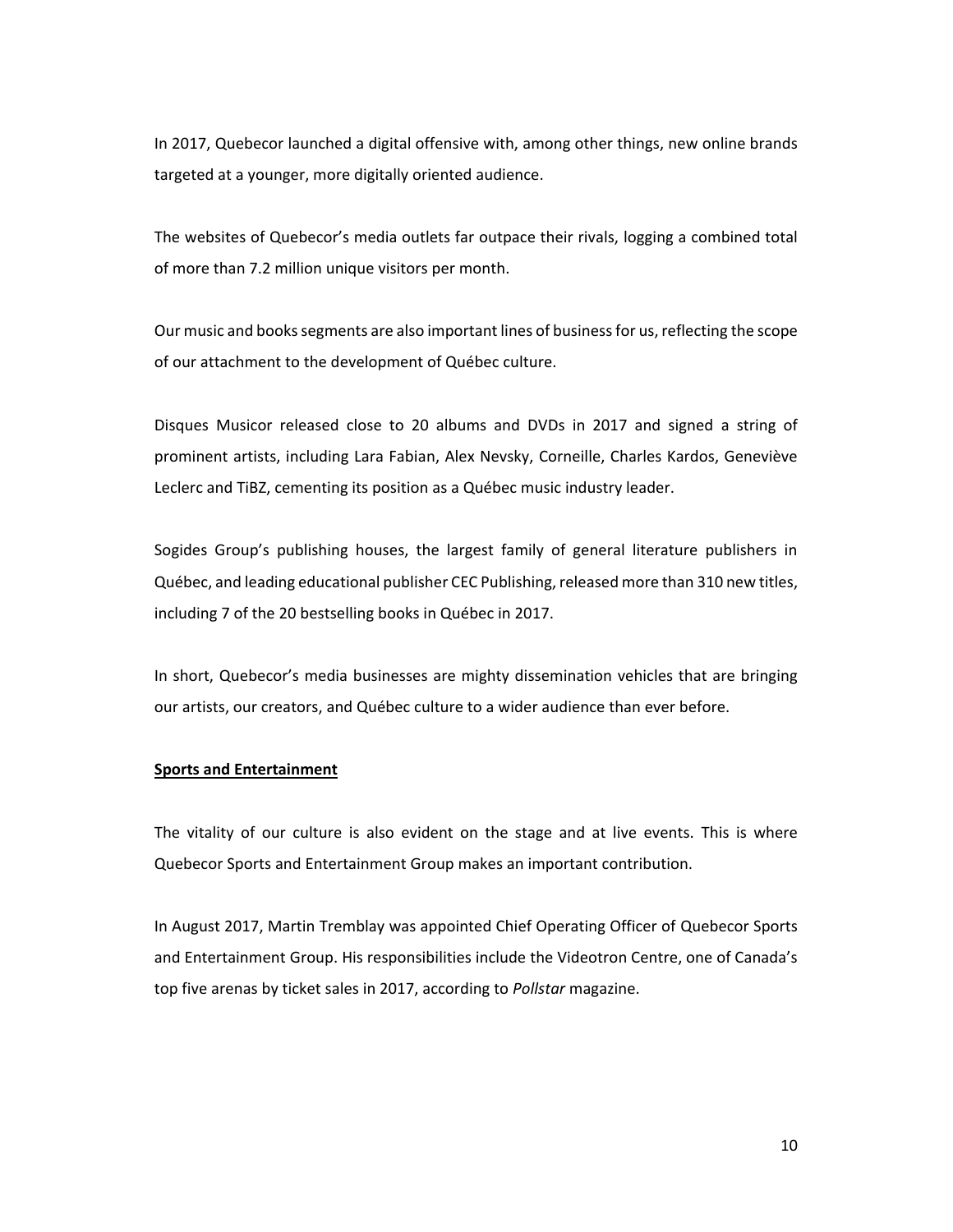In 2017, Quebecor launched a digital offensive with, among other things, new online brands targeted at a younger, more digitally oriented audience.

The websites of Quebecor's media outlets far outpace their rivals, logging a combined total of more than 7.2 million unique visitors per month.

Our music and books segments are also important lines of business for us, reflecting the scope of our attachment to the development of Québec culture.

Disques Musicor released close to 20 albums and DVDs in 2017 and signed a string of prominent artists, including Lara Fabian, Alex Nevsky, Corneille, Charles Kardos, Geneviève Leclerc and TiBZ, cementing its position as a Québec music industry leader.

Sogides Group's publishing houses, the largest family of general literature publishers in Québec, and leading educational publisher CEC Publishing, released more than 310 new titles, including 7 of the 20 bestselling books in Québec in 2017.

In short, Quebecor's media businesses are mighty dissemination vehicles that are bringing our artists, our creators, and Québec culture to a wider audience than ever before.

**Sports and Entertainment**

The vitality of our culture is also evident on the stage and at live events. This is where Quebecor Sports and Entertainment Group makes an important contribution.

In August 2017, Martin Tremblay was appointed Chief Operating Officer of Quebecor Sports and Entertainment Group. His responsibilities include the Videotron Centre, one of Canada's top five arenas by ticket sales in 2017, according to *Pollstar* magazine.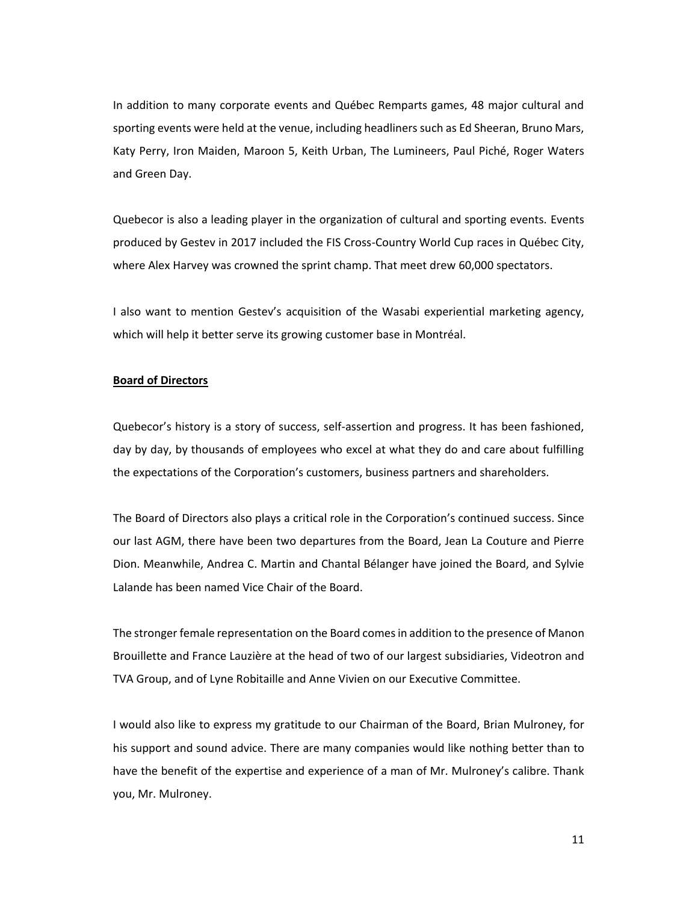In addition to many corporate events and Québec Remparts games, 48 major cultural and sporting events were held at the venue, including headliners such as Ed Sheeran, Bruno Mars, Katy Perry, Iron Maiden, Maroon 5, Keith Urban, The Lumineers, Paul Piché, Roger Waters and Green Day.

Quebecor is also a leading player in the organization of cultural and sporting events. Events produced by Gestev in 2017 included the FIS Cross-Country World Cup races in Québec City, where Alex Harvey was crowned the sprint champ. That meet drew 60,000 spectators.

I also want to mention Gestev's acquisition of the Wasabi experiential marketing agency, which will help it better serve its growing customer base in Montréal.

**Board of Directors**

Quebecor's history is a story of success, self-assertion and progress. It has been fashioned, day by day, by thousands of employees who excel at what they do and care about fulfilling the expectations of the Corporation's customers, business partners and shareholders.

The Board of Directors also plays a critical role in the Corporation's continued success. Since our last AGM, there have been two departures from the Board, Jean La Couture and Pierre Dion. Meanwhile, Andrea C. Martin and Chantal Bélanger have joined the Board, and Sylvie Lalande has been named Vice Chair of the Board.

The stronger female representation on the Board comes in addition to the presence of Manon Brouillette and France Lauzière at the head of two of our largest subsidiaries, Videotron and TVA Group, and of Lyne Robitaille and Anne Vivien on our Executive Committee.

I would also like to express my gratitude to our Chairman of the Board, Brian Mulroney, for his support and sound advice. There are many companies would like nothing better than to have the benefit of the expertise and experience of a man of Mr. Mulroney's calibre. Thank you, Mr. Mulroney.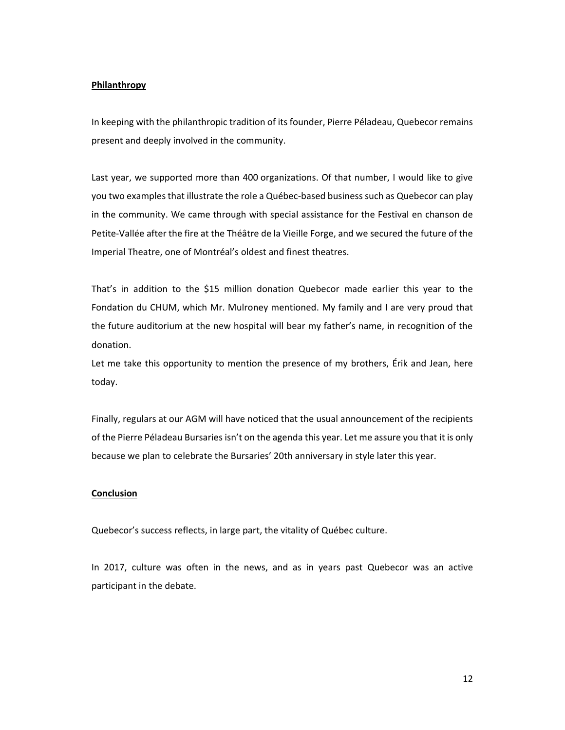**Philanthropy**

In keeping with the philanthropic tradition of its founder, Pierre Péladeau, Quebecor remains present and deeply involved in the community.

Last year, we supported more than 400 organizations. Of that number, I would like to give you two examples that illustrate the role a Québec-based business such as Quebecor can play in the community. We came through with special assistance for the Festival en chanson de Petite-Vallée after the fire at the Théâtre de la Vieille Forge, and we secured the future of the Imperial Theatre, one of Montréal's oldest and finest theatres.

That's in addition to the $15 million donation Quebecor made earlier this year to the Fondation du CHUM, which Mr. Mulroney mentioned. My family and I are very proud that the future auditorium at the new hospital will bear my father's name, in recognition of the donation.

Let me take this opportunity to mention the presence of my brothers, Érik and Jean, here today.

Finally, regulars at our AGM will have noticed that the usual announcement of the recipients of the Pierre Péladeau Bursaries isn't on the agenda this year. Let me assure you that it is only because we plan to celebrate the Bursaries' 20th anniversary in style later this year.

**Conclusion**

Quebecor's success reflects, in large part, the vitality of Québec culture.

In 2017, culture was often in the news, and as in years past Quebecor was an active participant in the debate.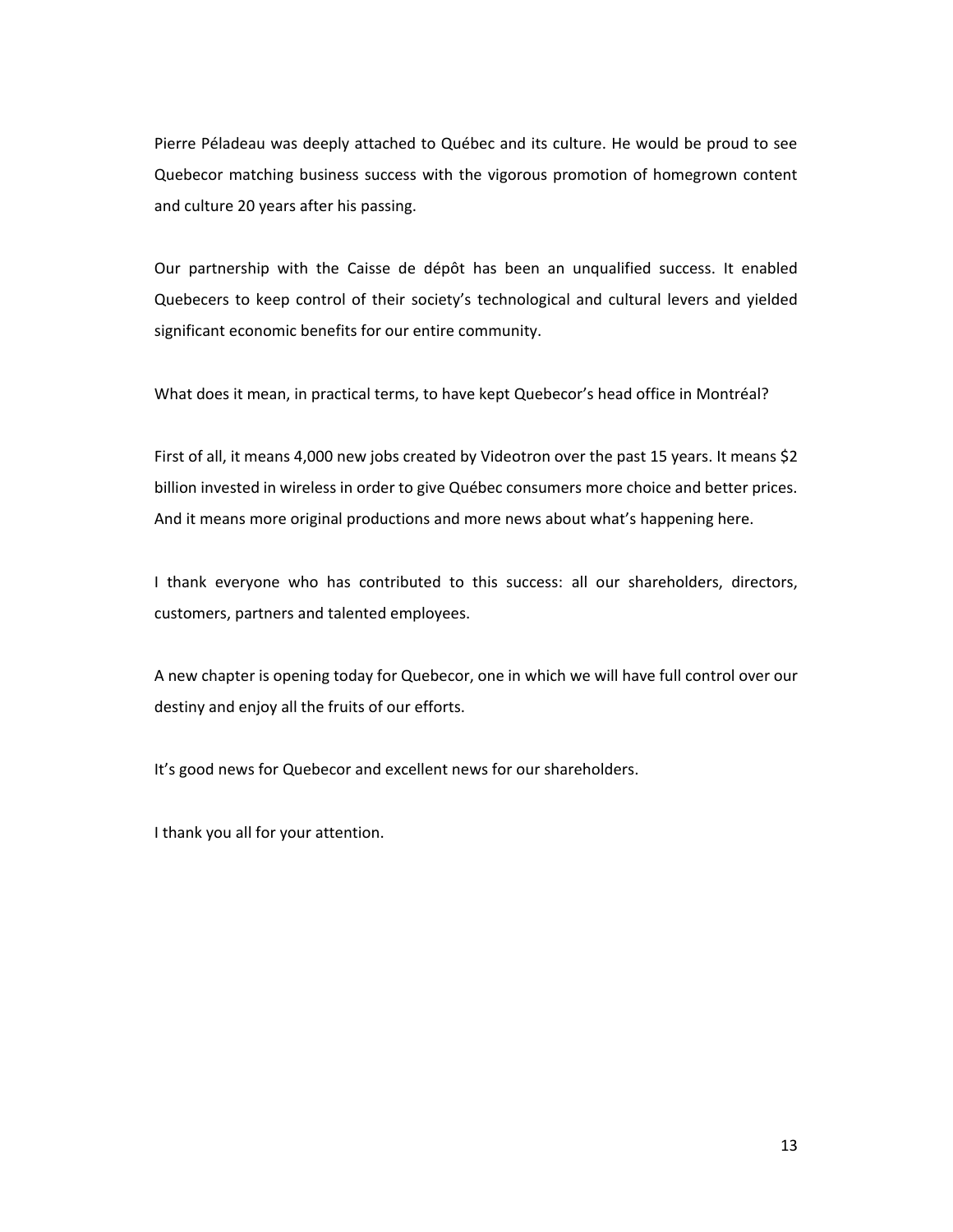Pierre Péladeau was deeply attached to Québec and its culture. He would be proud to see Quebecor matching business success with the vigorous promotion of homegrown content and culture 20 years after his passing.

Our partnership with the Caisse de dépôt has been an unqualified success. It enabled Quebecers to keep control of their society's technological and cultural levers and yielded significant economic benefits for our entire community.

What does it mean, in practical terms, to have kept Quebecor's head office in Montréal?

First of all, it means 4,000 new jobs created by Videotron over the past 15 years. It means $2 billion invested in wireless in order to give Québec consumers more choice and better prices. And it means more original productions and more news about what's happening here.

I thank everyone who has contributed to this success: all our shareholders, directors, customers, partners and talented employees.

A new chapter is opening today for Quebecor, one in which we will have full control over our destiny and enjoy all the fruits of our efforts.

It's good news for Quebecor and excellent news for our shareholders.

I thank you all for your attention.